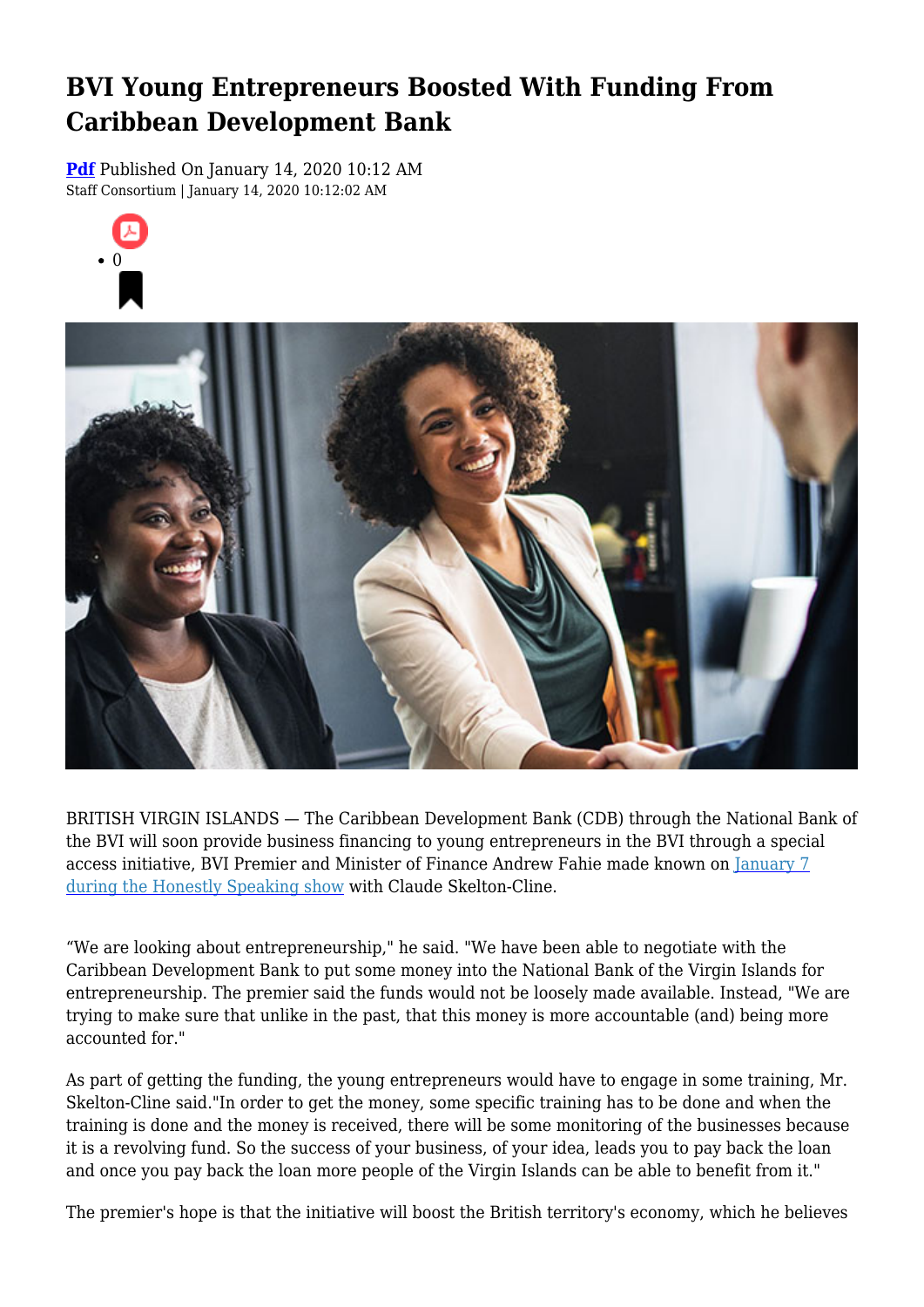# BVI Young Entrepreneurs Boosted With Funding From Caribbean Development Bank

**Pdf** Published On January 14, 2020 10:12 AM
Staff Consortium | January 14, 2020 10:12:02 AM

- 0

BRITISH VIRGIN ISLANDS — The Caribbean Development Bank (CDB) through the National Bank of the BVI will soon provide business financing to young entrepreneurs in the BVI through a special access initiative, BVI Premier and Minister of Finance Andrew Fahie made known on [January 7 during the Honestly Speaking show] with Claude Skelton-Cline.

"We are looking about entrepreneurship," he said. "We have been able to negotiate with the Caribbean Development Bank to put some money into the National Bank of the Virgin Islands for entrepreneurship. The premier said the funds would not be loosely made available. Instead, "We are trying to make sure that unlike in the past, that this money is more accountable (and) being more accounted for."

As part of getting the funding, the young entrepreneurs would have to engage in some training, Mr. Skelton-Cline said."In order to get the money, some specific training has to be done and when the training is done and the money is received, there will be some monitoring of the businesses because it is a revolving fund. So the success of your business, of your idea, leads you to pay back the loan and once you pay back the loan more people of the Virgin Islands can be able to benefit from it."

The premier's hope is that the initiative will boost the British territory's economy, which he believes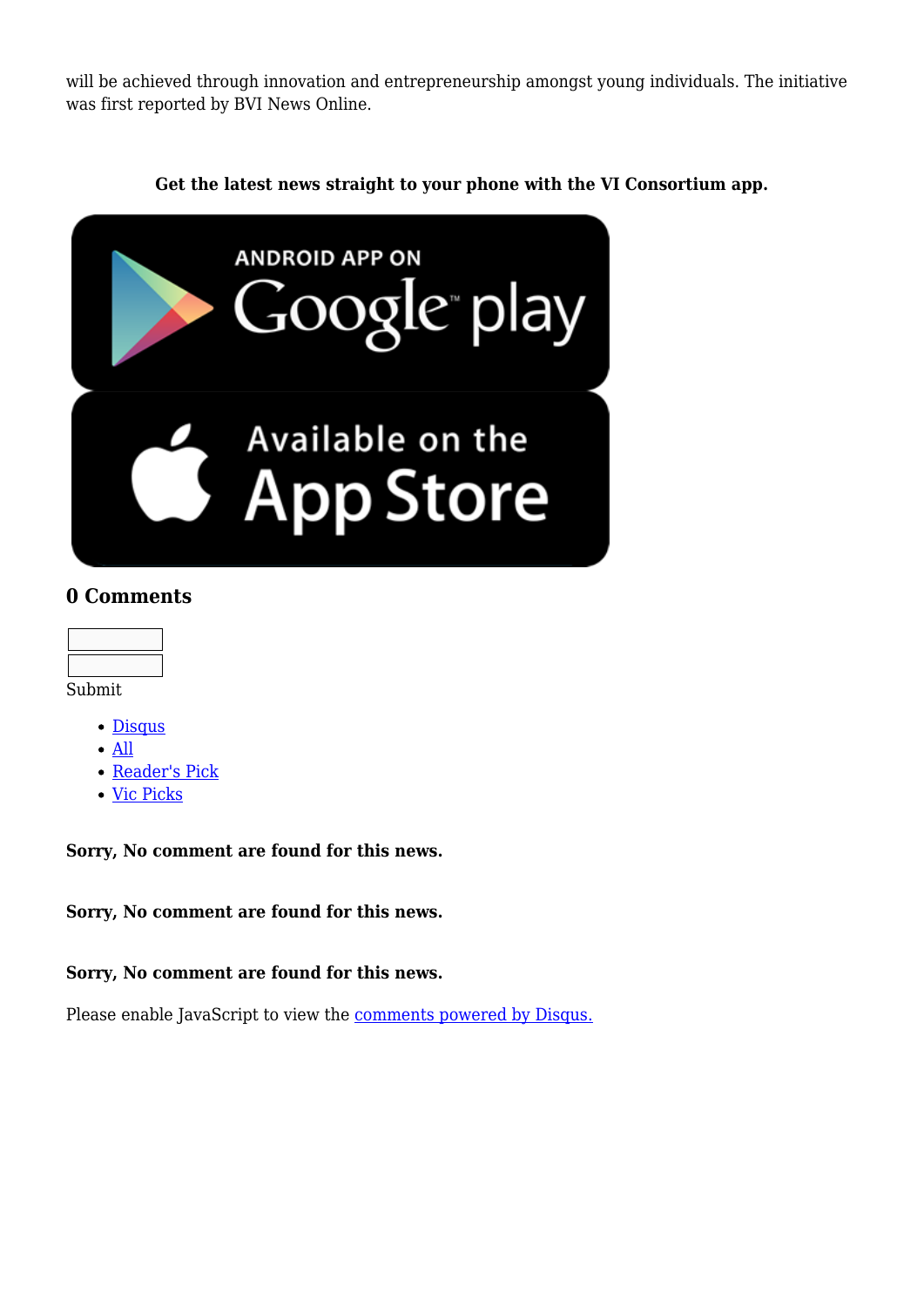will be achieved through innovation and entrepreneurship amongst young individuals. The initiative was first reported by BVI News Online.

**Get the latest news straight to your phone with the VI Consortium app.**

## 0 Comments

Submit

- Disqus
- All
- Reader's Pick
- Vic Picks

**Sorry, No comment are found for this news.**

**Sorry, No comment are found for this news.**

**Sorry, No comment are found for this news.**

Please enable JavaScript to view the comments powered by Disqus.